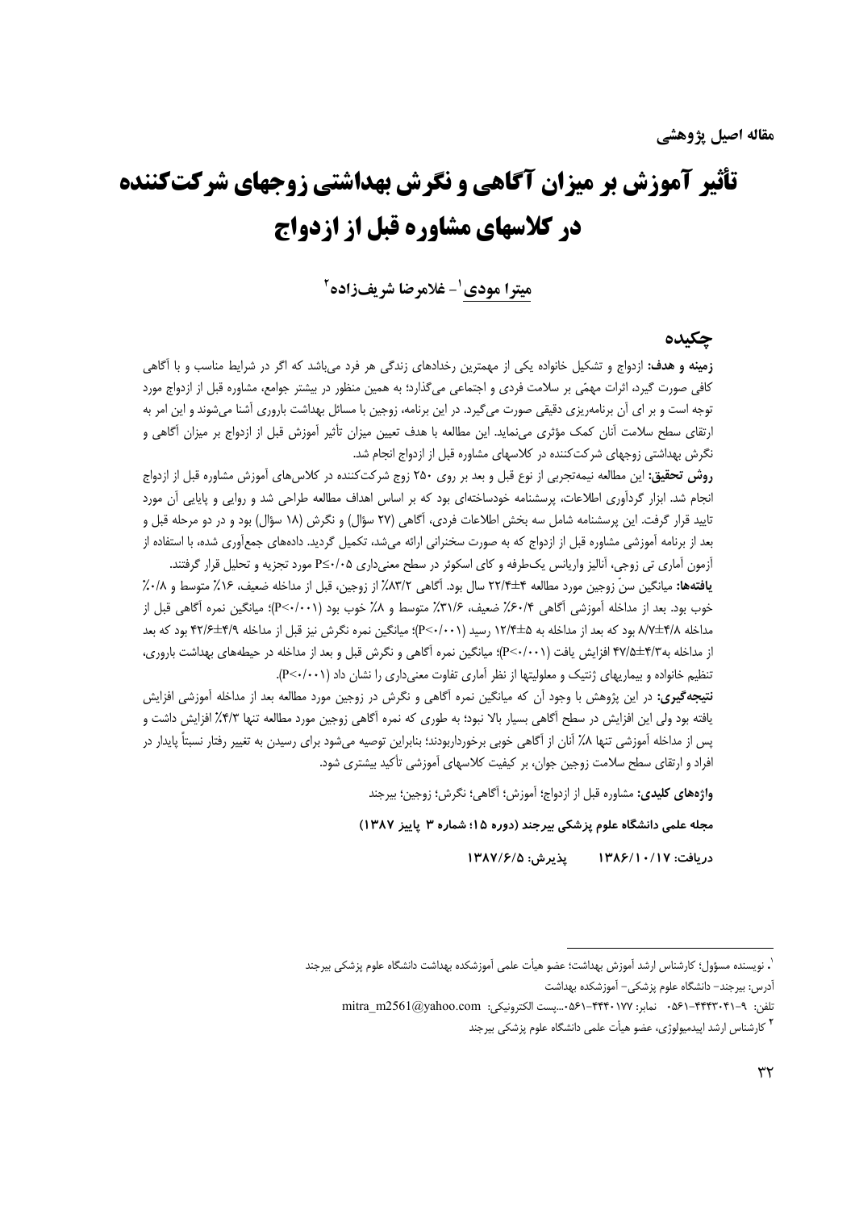مقاله اصیل پژوهشی

# تأثیر آموزش بر میزان آگاهی و نگرش بهداشتی زوجهای شرکت‌کننده در کلاسهای مشاوره قبل از ازدواج

**میترا مودی[1]- غلامرضا شریف‌زاده[2]**

## چکیده

**زمینه و هدف:** ازدواج و تشکیل خانواده یکی از مهمترین رخدادهای زندگی هر فرد می‌باشد که اگر در شرایط مناسب و با آگاهی کافی صورت گیرد، اثرات مهمّی بر سلامت فردی و اجتماعی می‌گذارد؛ به همین منظور در بیشتر جوامع، مشاوره قبل از ازدواج مورد توجه است و بر ای آن برنامه‌ریزی دقیقی صورت می‌گیرد. در این برنامه، زوجین با مسائل بهداشت باروری آشنا می‌شوند و این امر به ارتقای سطح سلامت آنان کمک مؤثری می‌نماید. این مطالعه با هدف تعیین میزان تأثیر آموزش قبل از ازدواج بر میزان آگاهی و نگرش بهداشتی زوجهای شرکت‌کننده در کلاسهای مشاوره قبل از ازدواج انجام شد.

**روش تحقیق:** این مطالعه نیمه‌تجربی از نوع قبل و بعد بر روی ۲۵۰ زوج شرکت‌کننده در کلاس‌های آموزش مشاوره قبل از ازدواج انجام شد. ابزار گردآوری اطلاعات، پرسشنامه خودساخته‌ای بود که بر اساس اهداف مطالعه طراحی شد و روایی و پایایی آن مورد تایید قرار گرفت. این پرسشنامه شامل سه بخش اطلاعات فردی، آگاهی (۲۷ سؤال) و نگرش (۱۸ سؤال) بود و در دو مرحله قبل و بعد از برنامه آموزشی مشاوره قبل از ازدواج که به صورت سخنرانی ارائه می‌شد، تکمیل گردید. داده‌های جمع‌آوری شده، با استفاده از آزمون آماری تی زوجی، آنالیز واریانس یک‌طرفه و کای اسکوئر در سطح معنی‌داری P≤۰/۰۵ مورد تجزیه و تحلیل قرار گرفتند.

**یافته‌ها:** میانگین سنّ زوجین مورد مطالعه ۴±۲۲/۴ سال بود. آگاهی ۸۳/۲٪ از زوجین، قبل از مداخله ضعیف، ۱۶٪ متوسط و ۰/۸٪ خوب بود. بعد از مداخله آموزشی آگاهی ۶۰/۴٪ ضعیف، ۳۱/۶٪ متوسط و ۸٪ خوب بود (P<۰/۰۰۱)؛ میانگین نمره آگاهی قبل از مداخله ۴/۸±۸/۷ بود که بعد از مداخله به ۵±۱۲/۴ رسید (P<۰/۰۰۱)؛ میانگین نمره نگرش نیز قبل از مداخله ۴/۹±۴۲/۶ بود که بعد از مداخله به۴/۳±۴۷/۵ افزایش یافت (P<۰/۰۰۱)؛ میانگین نمره آگاهی و نگرش قبل و بعد از مداخله در حیطه‌های بهداشت باروری، تنظیم خانواده و بیماریهای ژنتیک و معلولیتها از نظر آماری تفاوت معنی‌داری را نشان داد (P<۰/۰۰۱).

**نتیجه‌گیری:** در این پژوهش با وجود آن که میانگین نمره آگاهی و نگرش در زوجین مورد مطالعه بعد از مداخله آموزشی افزایش یافته بود ولی این افزایش در سطح آگاهی بسیار بالا نبود؛ به طوری که نمره آگاهی زوجین مورد مطالعه تنها ۴/۳٪ افزایش داشت و پس از مداخله آموزشی تنها ۸٪ آنان از آگاهی خوبی برخورداربودند؛ بنابراین توصیه می‌شود برای رسیدن به تغییر رفتار نسبتاً پایدار در افراد و ارتقای سطح سلامت زوجین جوان، بر کیفیت کلاسهای آموزشی تأکید بیشتری شود.

**واژه‌های کلیدی:** مشاوره قبل از ازدواج؛ آموزش؛ آگاهی؛ نگرش؛ زوجین؛ بیرجند

**مجله علمی دانشگاه علوم پزشکی بیرجند (دوره ۱۵؛ شماره ۳ پاییز ۱۳۸۷)**

**دریافت: ۱۳۸۶/۱۰/۱۷ پذیرش: ۱۳۸۷/۶/۵**

---

[1] نویسنده مسؤول؛ کارشناس ارشد آموزش بهداشت؛ عضو هیأت علمی آموزشکده بهداشت دانشگاه علوم پزشکی بیرجند

آدرس: بیرجند- دانشگاه علوم پزشکی- آموزشکده بهداشت

تلفن: ۹-۴۴۴۳۰۴۱-۰۵۶۱ نمابر: ۴۴۴۰۱۷۷-۰۵۶۱...پست الکترونیکی: mitra_m2561@yahoo.com

[2] کارشناس ارشد اپیدمیولوژی، عضو هیأت علمی دانشگاه علوم پزشکی بیرجند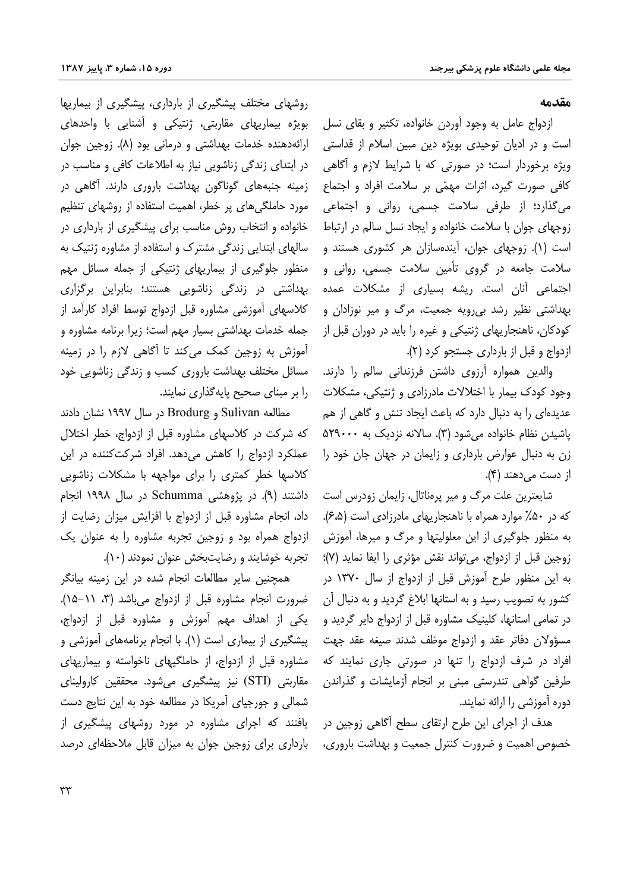## مقدمه

ازدواج عامل به وجود آوردن خانواده، تکثیر و بقای نسل است و در ادیان توحیدی بویژه دین مبین اسلام از قداستی ویژه برخوردار است؛ در صورتی که با شرایط لازم و آگاهی کافی صورت گیرد، اثرات مهمّی بر سلامت افراد و اجتماع می‌گذارد؛ از طرفی سلامت جسمی، روانی و اجتماعی زوجهای جوان با سلامت خانواده و ایجاد نسل سالم در ارتباط است (۱). زوجهای جوان، آینده‌سازان هر کشوری هستند و سلامت جامعه در گروی تأمین سلامت جسمی، روانی و اجتماعی آنان است. ریشه بسیاری از مشکلات عمده بهداشتی نظیر رشد بی‌رویه جمعیت، مرگ و میر نوزادان و کودکان، ناهنجاریهای ژنتیکی و غیره را باید در دوران قبل از ازدواج و قبل از بارداری جستجو کرد (۲).

والدین همواره آرزوی داشتن فرزندانی سالم را دارند. وجود کودک بیمار با اختلالات مادرزادی و ژنتیکی، مشکلات عدیده‌ای را به دنبال دارد که باعث ایجاد تنش و گاهی از هم پاشیدن نظام خانواده می‌شود (۳). سالانه نزدیک به ۵۲۹۰۰۰ زن به دنبال عوارض بارداری و زایمان در جهان جان خود را از دست می‌دهند (۴).

شایعترین علت مرگ و میر پره‌ناتال، زایمان زودرس است که در ۵۰٪ موارد همراه با ناهنجاریهای مادرزادی است (۶،۵). به منظور جلوگیری از این معلولیتها و مرگ و میرها، آموزش زوجین قبل از ازدواج، می‌تواند نقش مؤثری را ایفا نماید (۷)؛ به این منظور طرح آموزش قبل از ازدواج از سال ۱۳۷۰ در کشور به تصویب رسید و به استانها ابلاغ گردید و به دنبال آن در تمامی استانها، کلینیک مشاوره قبل از ازدواج دایر گردید و مسؤولان دفاتر عقد و ازدواج موظف شدند صیغه عقد جهت افراد در شرف ازدواج را تنها در صورتی جاری نمایند که طرفین گواهی تندرستی مبنی بر انجام آزمایشات و گذراندن دوره آموزشی را ارائه نمایند.

هدف از اجرای این طرح ارتقای سطح آگاهی زوجین در خصوص اهمیت و ضرورت کنترل جمعیت و بهداشت باروری، روشهای مختلف پیشگیری از بارداری، پیشگیری از بیماریها بویژه بیماریهای مقاربتی، ژنتیکی و آشنایی با واحدهای ارائه‌دهنده خدمات بهداشتی و درمانی بود (۸). زوجین جوان در ابتدای زندگی زناشویی نیاز به اطلاعات کافی و مناسب در زمینه جنبه‌های گوناگون بهداشت باروری دارند. آگاهی در مورد حاملگی‌های پر خطر، اهمیت استفاده از روشهای تنظیم خانواده و انتخاب روش مناسب برای پیشگیری از بارداری در سالهای ابتدایی زندگی مشترک و استفاده از مشاوره ژنتیک به منظور جلوگیری از بیماریهای ژنتیکی از جمله مسائل مهم بهداشتی در زندگی زناشویی هستند؛ بنابراین برگزاری کلاسهای آموزشی مشاوره قبل ازدواج توسط افراد کارآمد از جمله خدمات بهداشتی بسیار مهم است؛ زیرا برنامه مشاوره و آموزش به زوجین کمک می‌کند تا آگاهی لازم را در زمینه مسائل مختلف بهداشت باروری کسب و زندگی زناشویی خود را بر مبنای صحیح پایه‌گذاری نمایند.

مطالعه Sulivan و Brodurg در سال ۱۹۹۷ نشان دادند که شرکت در کلاسهای مشاوره قبل از ازدواج، خطر اختلال عملکرد ازدواج را کاهش می‌دهد. افراد شرکت‌کننده در این کلاسها خطر کمتری را برای مواجهه با مشکلات زناشویی داشتند (۹). در پژوهشی Schumma در سال ۱۹۹۸ انجام داد، انجام مشاوره قبل از ازدواج با افزایش میزان رضایت از ازدواج همراه بود و زوجین تجربه مشاوره را به عنوان یک تجربه خوشایند و رضایت‌بخش عنوان نمودند (۱۰).

همچنین سایر مطالعات انجام شده در این زمینه بیانگر ضرورت انجام مشاوره قبل از ازدواج می‌باشد (۳، ۱۱–۱۵). یکی از اهداف مهم آموزش و مشاوره قبل از ازدواج، پیشگیری از بیماری است (۱). با انجام برنامه‌های آموزشی و مشاوره قبل از ازدواج، از حاملگیهای ناخواسته و بیماریهای مقاربتی (STI) نیز پیشگیری می‌شود. محققین کارولینای شمالی و جورجیای آمریکا در مطالعه خود به این نتایج دست یافتند که اجرای مشاوره در مورد روشهای پیشگیری از بارداری برای زوجین جوان به میزان قابل ملاحظه‌ای درصد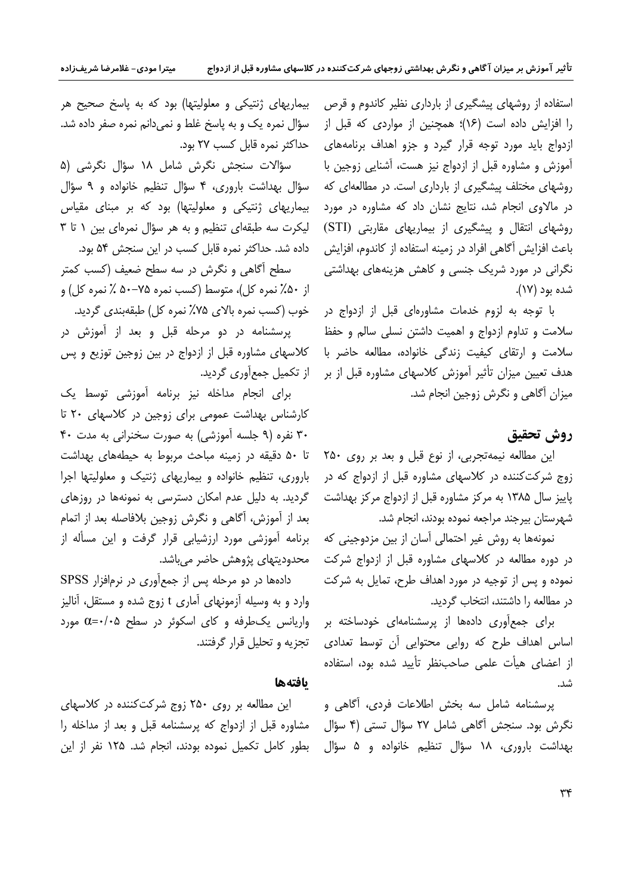استفاده از روشهای پیشگیری از بارداری نظیر کاندوم و قرص را افزایش داده است (۱۶)؛ همچنین از مواردی که قبل از ازدواج باید مورد توجه قرار گیرد و جزو اهداف برنامه‌های آموزش و مشاوره قبل از ازدواج است، آشنایی زوجین با روشهای مختلف پیشگیری از بارداری است. در مطالعه‌ای که در مالاوی انجام شد، نتایج نشان داد که مشاوره در مورد روشهای انتقال و پیشگیری از بیماریهای مقاربتی (STI) باعث افزایش آگاهی افراد در زمینه استفاده از کاندوم، افزایش نگرانی در مورد شریک جنسی و کاهش هزینه‌های بهداشتی شده بود (۱۷).

با توجه به لزوم خدمات مشاوره‌ای قبل از ازدواج در سلامت و تداوم ازدواج و اهمیت داشتن نسلی سالم و حفظ سلامت و ارتقای کیفیت زندگی خانواده، مطالعه حاضر با هدف تعیین میزان تأثیر آموزش کلاسهای مشاوره قبل از بر میزان آگاهی و نگرش زوجین انجام شد.

## روش تحقیق

این مطالعه نیمه‌تجربی، از نوع قبل و بعد بر روی ۲۵۰ زوج شرکت‌کننده در کلاسهای مشاوره قبل از ازدواج که در پاییز سال ۱۳۸۵ به مرکز مشاوره قبل از ازدواج مرکز بهداشت شهرستان بیرجند مراجعه نموده بودند، انجام شد.

نمونه‌ها به روش غیر احتمالی آسان از بین مزدوجینی که در دوره مطالعه در کلاسهای مشاوره قبل از ازدواج شرکت نموده و پس از توجیه در مورد اهداف طرح، تمایل به شرکت در مطالعه را داشتند، انتخاب گردید.

برای جمع‌آوری داده‌ها از پرسشنامه‌ای خودساخته بر اساس اهداف طرح که روایی محتوایی آن توسط تعدادی از اعضای هیأت علمی صاحب‌نظر تأیید شده بود، استفاده شد.

پرسشنامه شامل سه بخش اطلاعات فردی، آگاهی و نگرش بود. سنجش آگاهی شامل ۲۷ سؤال تستی (۴ سؤال بهداشت باروری، ۱۸ سؤال تنظیم خانواده و ۵ سؤال بیماریهای ژنتیکی و معلولیتها) بود که به پاسخ صحیح هر سؤال نمره یک و به پاسخ غلط و نمی‌دانم نمره صفر داده شد. حداکثر نمره قابل کسب ۲۷ بود.

سؤالات سنجش نگرش شامل ۱۸ سؤال نگرشی (۵ سؤال بهداشت باروری، ۴ سؤال تنظیم خانواده و ۹ سؤال بیماریهای ژنتیکی و معلولیتها) بود که بر مبنای مقیاس لیکرت سه طبقه‌ای تنظیم و به هر سؤال نمره‌ای بین ۱ تا ۳ داده شد. حداکثر نمره قابل کسب در این سنجش ۵۴ بود.

سطح آگاهی و نگرش در سه سطح ضعیف (کسب کمتر از ۵۰٪ نمره کل)، متوسط (کسب نمره ۷۵-۵۰ ٪ نمره کل) و خوب (کسب نمره بالای ۷۵٪ نمره کل) طبقه‌بندی گردید.

پرسشنامه در دو مرحله قبل و بعد از آموزش در کلاسهای مشاوره قبل از ازدواج در بین زوجین توزیع و پس از تکمیل جمع‌آوری گردید.

برای انجام مداخله نیز برنامه آموزشی توسط یک کارشناس بهداشت عمومی برای زوجین در کلاسهای ۲۰ تا ۳۰ نفره (۹ جلسه آموزشی) به صورت سخنرانی به مدت ۴۰ تا ۵۰ دقیقه در زمینه مباحث مربوط به حیطه‌های بهداشت باروری، تنظیم خانواده و بیماریهای ژنتیک و معلولیتها اجرا گردید. به دلیل عدم امکان دسترسی به نمونه‌ها در روزهای بعد از آموزش، آگاهی و نگرش زوجین بلافاصله بعد از اتمام برنامه آموزشی مورد ارزشیابی قرار گرفت و این مسأله از محدودیتهای پژوهش حاضر می‌باشد.

داده‌ها در دو مرحله پس از جمع‌آوری در نرم‌افزار SPSS وارد و به وسیله آزمونهای آماری t زوج شده و مستقل، آنالیز واریانس یک‌طرفه و کای اسکوئر در سطح $\alpha=0.05$ مورد تجزیه و تحلیل قرار گرفتند.

## یافته‌ها

این مطالعه بر روی ۲۵۰ زوج شرکت‌کننده در کلاسهای مشاوره قبل از ازدواج که پرسشنامه قبل و بعد از مداخله را بطور کامل تکمیل نموده بودند، انجام شد. ۱۲۵ نفر از این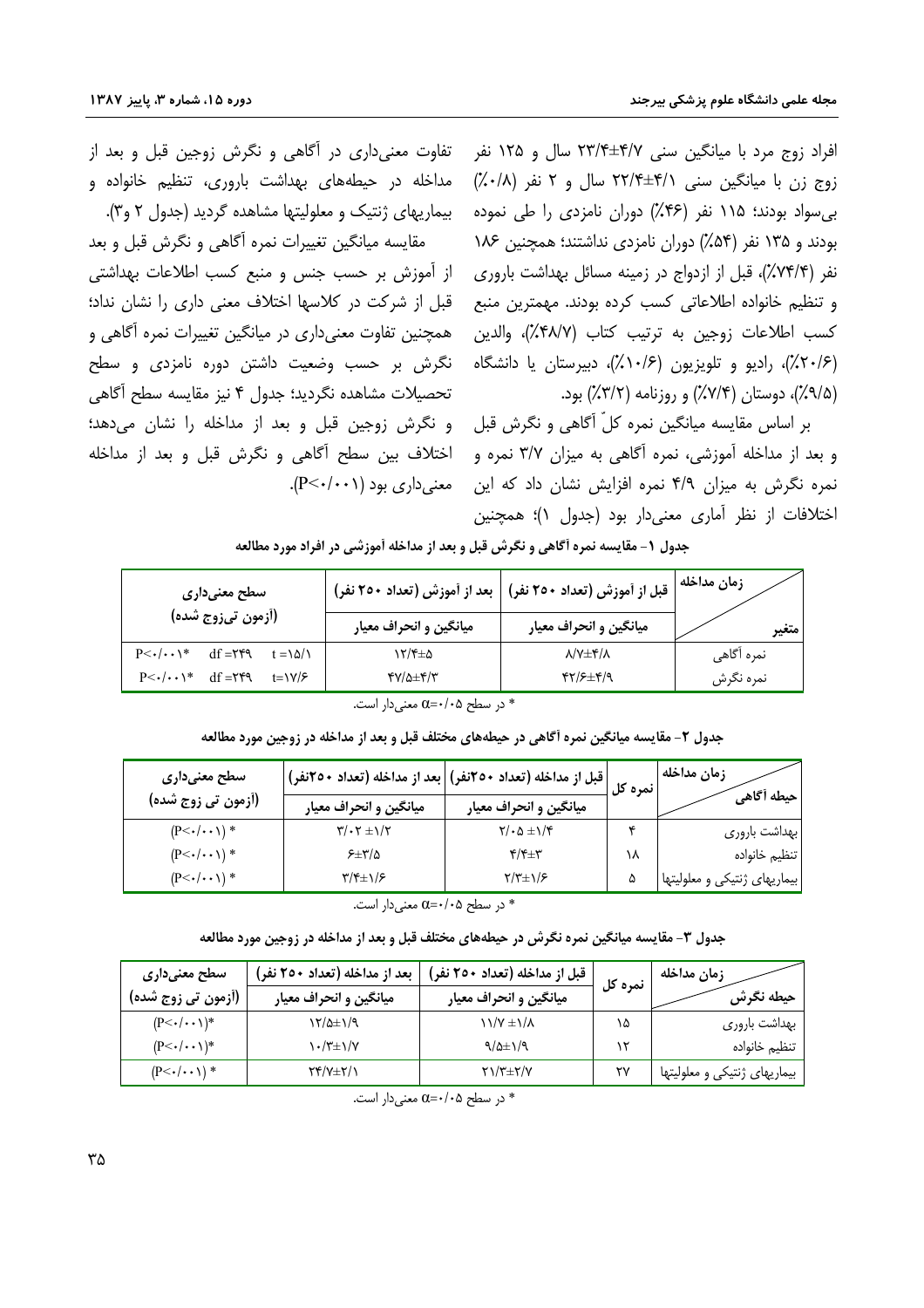افراد زوج مرد با میانگین سنی ۴/۷±۲۳/۴ سال و ۱۲۵ نفر زوج زن با میانگین سنی ۴/۱±۲۲/۴ سال و ۲ نفر (۰/۸٪) بی‌سواد بودند؛ ۱۱۵ نفر (۴۶٪) دوران نامزدی را طی نموده بودند و ۱۳۵ نفر (۵۴٪) دوران نامزدی نداشتند؛ همچنین ۱۸۶ نفر (۷۴/۴٪)، قبل از ازدواج در زمینه مسائل بهداشت باروری و تنظیم خانواده اطلاعاتی کسب کرده بودند. مهمترین منبع کسب اطلاعات زوجین به ترتیب کتاب (۴۸/۷٪)، والدین (۲۰/۶٪)، رادیو و تلویزیون (۱۰/۶٪)، دبیرستان یا دانشگاه (۹/۵٪)، دوستان (۷/۴٪) و روزنامه (۳/۲٪) بود.

بر اساس مقایسه میانگین نمره کلّ آگاهی و نگرش قبل و بعد از مداخله آموزشی، نمره آگاهی به میزان ۳/۷ نمره و نمره نگرش به میزان ۴/۹ نمره افزایش نشان داد که این اختلافات از نظر آماری معنی‌دار بود (جدول ۱)؛ همچنین تفاوت معنی‌داری در آگاهی و نگرش زوجین قبل و بعد از مداخله در حیطه‌های بهداشت باروری، تنظیم خانواده و بیماریهای ژنتیک و معلولیتها مشاهده گردید (جدول ۲ و۳).

مقایسه میانگین تغییرات نمره آگاهی و نگرش قبل و بعد از آموزش بر حسب جنس و منبع کسب اطلاعات بهداشتی قبل از شرکت در کلاسها اختلاف معنی داری را نشان نداد؛ همچنین تفاوت معنی‌داری در میانگین تغییرات نمره آگاهی و نگرش بر حسب وضعیت داشتن دوره نامزدی و سطح تحصیلات مشاهده نگردید؛ جدول ۴ نیز مقایسه سطح آگاهی و نگرش زوجین قبل و بعد از مداخله را نشان می‌دهد؛ اختلاف بین سطح آگاهی و نگرش قبل و بعد از مداخله معنی‌داری بود (P<۰/۰۰۱).

**جدول ۱- مقایسه نمره آگاهی و نگرش قبل و بعد از مداخله آموزشی در افراد مورد مطالعه**

| زمان مداخله / متغیر | قبل از آموزش (تعداد ۲۵۰ نفر) | بعد از آموزش (تعداد ۲۵۰ نفر) | سطح معنی‌داری (آزمون تی‌زوج شده) |
|---|---|---|---|
| | میانگین و انحراف معیار | میانگین و انحراف معیار | |
| نمره آگاهی | ۸/۷±۴/۸ | ۱۲/۴±۵ | t =۱۵/۱ &nbsp; df =۲۴۹ &nbsp; P<۰/۰۰۱* |
| نمره نگرش | ۴۲/۶±۴/۹ | ۴۷/۵±۴/۳ | t=۱۷/۶ &nbsp; df =۲۴۹ &nbsp; P<۰/۰۰۱* |

* در سطح α=۰/۰۵ معنی‌دار است.

**جدول ۲- مقایسه میانگین نمره آگاهی در حیطه‌های مختلف قبل و بعد از مداخله در زوجین مورد مطالعه**

| زمان مداخله / حیطه آگاهی | نمره کل | قبل از مداخله (تعداد ۲۵۰نفر) | بعد از مداخله (تعداد ۲۵۰نفر) | سطح معنی‌داری (آزمون تی زوج شده) |
|---|---|---|---|---|
| | | میانگین و انحراف معیار | میانگین و انحراف معیار | |
| بهداشت باروری | ۴ | ۲/۰۵ ±۱/۴ | ۳/۰۲ ±۱/۲ | (P<۰/۰۰۱) * |
| تنظیم خانواده | ۱۸ | ۴/۴±۳ | ۶±۳/۵ | (P<۰/۰۰۱) * |
| بیماریهای ژنتیکی و معلولیتها | ۵ | ۲/۳±۱/۶ | ۳/۴±۱/۶ | (P<۰/۰۰۱) * |

* در سطح α=۰/۰۵ معنی‌دار است.

**جدول ۳- مقایسه میانگین نمره نگرش در حیطه‌های مختلف قبل و بعد از مداخله در زوجین مورد مطالعه**

| زمان مداخله / حیطه نگرش | نمره کل | قبل از مداخله (تعداد ۲۵۰ نفر) | بعد از مداخله (تعداد ۲۵۰ نفر) | سطح معنی‌داری (آزمون تی زوج شده) |
|---|---|---|---|---|
| | | میانگین و انحراف معیار | میانگین و انحراف معیار | |
| بهداشت باروری | ۱۵ | ۱۱/۷ ±۱/۸ | ۱۲/۵±۱/۹ | (P<۰/۰۰۱)* |
| تنظیم خانواده | ۱۲ | ۹/۵±۱/۹ | ۱۰/۳±۱/۷ | (P<۰/۰۰۱)* |
| بیماریهای ژنتیکی و معلولیتها | ۲۷ | ۲۱/۳±۲/۷ | ۲۴/۷±۲/۱ | (P<۰/۰۰۱) * |

* در سطح α=۰/۰۵ معنی‌دار است.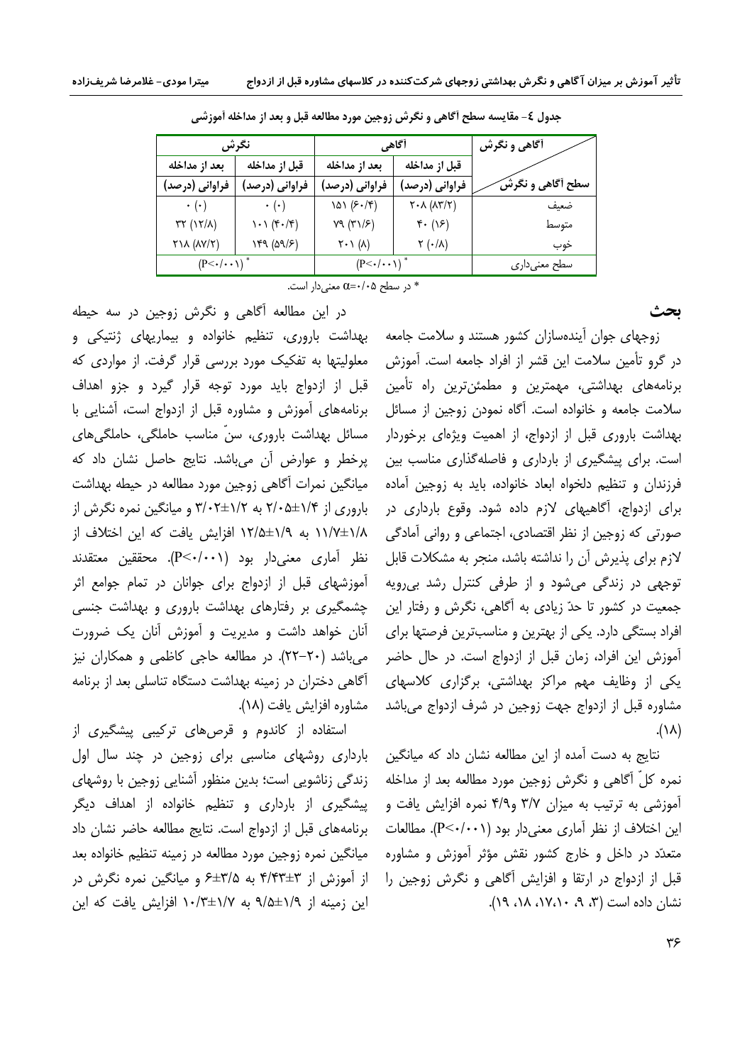جدول ٤- مقایسه سطح آگاهی و نگرش زوجین مورد مطالعه قبل و بعد از مداخله آموزشی

| آگاهی و نگرش | آگاهی | | نگرش | |
|---|---|---|---|---|
| | قبل از مداخله | بعد از مداخله | قبل از مداخله | بعد از مداخله |
| سطح آگاهی و نگرش | فراوانی (درصد) | فراوانی (درصد) | فراوانی (درصد) | فراوانی (درصد) |
| ضعیف | ۲۰۸ (۸۳/۲) | ۱۵۱ (۶۰/۴) | ۰ (۰) | ۰ (۰) |
| متوسط | ۴۰ (۱۶) | ۷۹ (۳۱/۶) | ۱۰۱ (۴۰/۴) | ۳۲ (۱۲/۸) |
| خوب | ۲ (۰/۸) | ۲۰۱ (۸) | ۱۴۹ (۵۹/۶) | ۲۱۸ (۸۷/۲) |
| سطح معنی‌داری | (P<۰/۰۰۱) * | | (P<۰/۰۰۱) * | |

* در سطح α=۰/۰۵ معنی‌دار است.

## بحث

زوجهای جوان آینده‌سازان کشور هستند و سلامت جامعه در گرو تأمین سلامت این قشر از افراد جامعه است. آموزش برنامه‌های بهداشتی، مهمترین و مطمئن‌ترین راه تأمین سلامت جامعه و خانواده است. آگاه نمودن زوجین از مسائل بهداشت باروری قبل از ازدواج، از اهمیت ویژه‌ای برخوردار است. برای پیشگیری از بارداری و فاصله‌گذاری مناسب بین فرزندان و تنظیم دلخواه ابعاد خانواده، باید به زوجین آماده برای ازدواج، آگاهیهای لازم داده شود. وقوع بارداری در صورتی که زوجین از نظر اقتصادی، اجتماعی و روانی آمادگی لازم برای پذیرش آن را نداشته باشد، منجر به مشکلات قابل توجهی در زندگی می‌شود و از طرفی کنترل رشد بی‌رویه جمعیت در کشور تا حدّ زیادی به آگاهی، نگرش و رفتار این افراد بستگی دارد. یکی از بهترین و مناسب‌ترین فرصتها برای آموزش این افراد، زمان قبل از ازدواج است. در حال حاضر یکی از وظایف مهم مراکز بهداشتی، برگزاری کلاسهای مشاوره قبل از ازدواج جهت زوجین در شرف ازدواج می‌باشد (۱۸).

نتایج به دست آمده از این مطالعه نشان داد که میانگین نمره کلّ آگاهی و نگرش زوجین مورد مطالعه بعد از مداخله آموزشی به ترتیب به میزان ۳/۷ و۴/۹ نمره افزایش یافت و این اختلاف از نظر آماری معنی‌دار بود (P<۰/۰۰۱). مطالعات متعدّد در داخل و خارج کشور نقش مؤثر آموزش و مشاوره قبل از ازدواج در ارتقا و افزایش آگاهی و نگرش زوجین را نشان داده است (۳، ۹، ۱۰،۱۷، ۱۸، ۱۹).

در این مطالعه آگاهی و نگرش زوجین در سه حیطه بهداشت باروری، تنظیم خانواده و بیماریهای ژنتیکی و معلولیتها به تفکیک مورد بررسی قرار گرفت. از مواردی که قبل از ازدواج باید مورد توجه قرار گیرد و جزو اهداف برنامه‌های آموزش و مشاوره قبل از ازدواج است، آشنایی با مسائل بهداشت باروری، سنّ مناسب حاملگی، حاملگی‌های پرخطر و عوارض آن می‌باشد. نتایج حاصل نشان داد که میانگین نمرات آگاهی زوجین مورد مطالعه در حیطه بهداشت باروری از ۱/۴±۲/۰۵ به ۱/۲±۳/۰۲ و میانگین نمره نگرش از ۱/۸±۱۱/۷ به ۱/۹±۱۲/۵ افزایش یافت که این اختلاف از نظر آماری معنی‌دار بود (P<۰/۰۰۱). محققین معتقدند آموزشهای قبل از ازدواج برای جوانان در تمام جوامع اثر چشمگیری بر رفتارهای بهداشت باروری و بهداشت جنسی آنان خواهد داشت و مدیریت و آموزش آنان یک ضرورت می‌باشد (۲۰-۲۲). در مطالعه حاجی کاظمی و همکاران نیز آگاهی دختران در زمینه بهداشت دستگاه تناسلی بعد از برنامه مشاوره افزایش یافت (۱۸).

استفاده از کاندوم و قرص‌های ترکیبی پیشگیری از بارداری روشهای مناسبی برای زوجین در چند سال اول زندگی زناشویی است؛ بدین منظور آشنایی زوجین با روشهای پیشگیری از بارداری و تنظیم خانواده از اهداف دیگر برنامه‌های قبل از ازدواج است. نتایج مطالعه حاضر نشان داد میانگین نمره زوجین مورد مطالعه در زمینه تنظیم خانواده بعد از آموزش از ۳±۴/۴۳ به ۳/۵±۶ و میانگین نمره نگرش در این زمینه از ۱/۹±۹/۵ به ۱/۷±۱۰/۳ افزایش یافت که این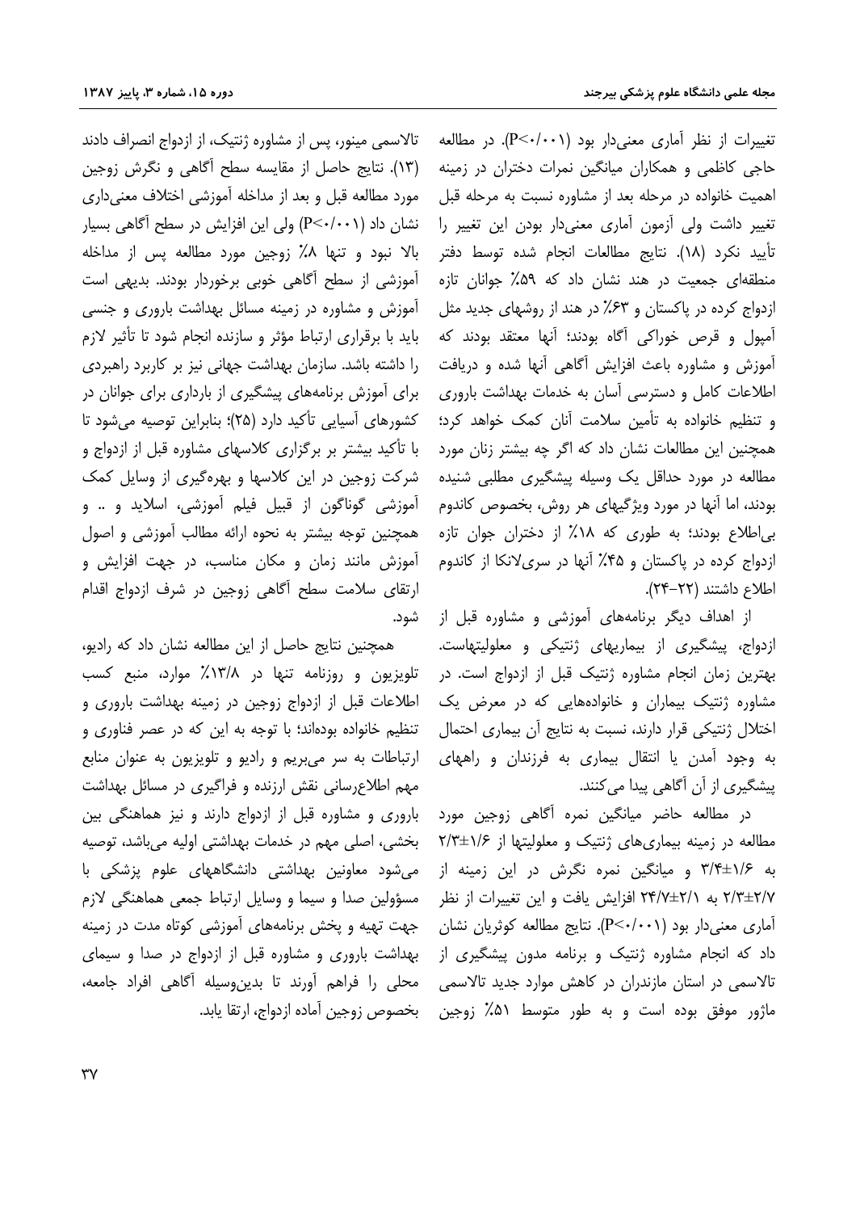تغییرات از نظر آماری معنی‌دار بود (P<۰/۰۰۱). در مطالعه حاجی کاظمی و همکاران میانگین نمرات دختران در زمینه اهمیت خانواده در مرحله بعد از مشاوره نسبت به مرحله قبل تغییر داشت ولی آزمون آماری معنی‌دار بودن این تغییر را تأیید نکرد (۱۸). نتایج مطالعات انجام شده توسط دفتر منطقه‌ای جمعیت در هند نشان داد که ۵۹٪ جوانان تازه ازدواج کرده در پاکستان و ۶۳٪ در هند از روشهای جدید مثل آمپول و قرص خوراکی آگاه بودند؛ آنها معتقد بودند که آموزش و مشاوره باعث افزایش آگاهی آنها شده و دریافت اطلاعات کامل و دسترسی آسان به خدمات بهداشت باروری و تنظیم خانواده به تأمین سلامت آنان کمک خواهد کرد؛ همچنین این مطالعات نشان داد که اگر چه بیشتر زنان مورد مطالعه در مورد حداقل یک وسیله پیشگیری مطلبی شنیده بودند، اما آنها در مورد ویژگیهای هر روش، بخصوص کاندوم بی‌اطلاع بودند؛ به طوری که ۱۸٪ از دختران جوان تازه ازدواج کرده در پاکستان و ۴۵٪ آنها در سری‌لانکا از کاندوم اطلاع داشتند (۲۲-۲۴).

از اهداف دیگر برنامه‌های آموزشی و مشاوره قبل از ازدواج، پیشگیری از بیماریهای ژنتیکی و معلولیتهاست. بهترین زمان انجام مشاوره ژنتیک قبل از ازدواج است. در مشاوره ژنتیک بیماران و خانواده‌هایی که در معرض یک اختلال ژنتیکی قرار دارند، نسبت به نتایج آن بیماری احتمال به وجود آمدن یا انتقال بیماری به فرزندان و راههای پیشگیری از آن آگاهی پیدا می‌کنند.

در مطالعه حاضر میانگین نمره آگاهی زوجین مورد مطالعه در زمینه بیماری‌های ژنتیک و معلولیتها از ۲/۳±۱/۶ به ۳/۴±۱/۶ و میانگین نمره نگرش در این زمینه از ۲/۳±۲/۷ به ۲۴/۷±۲/۱ افزایش یافت و این تغییرات از نظر آماری معنی‌دار بود (P<۰/۰۰۱). نتایج مطالعه کوثریان نشان داد که انجام مشاوره ژنتیک و برنامه مدون پیشگیری از تالاسمی در استان مازندران در کاهش موارد جدید تالاسمی ماژور موفق بوده است و به طور متوسط ۵۱٪ زوجین تالاسمی مینور، پس از مشاوره ژنتیک، از ازدواج انصراف دادند (۱۳). نتایج حاصل از مقایسه سطح آگاهی و نگرش زوجین مورد مطالعه قبل و بعد از مداخله آموزشی اختلاف معنی‌داری نشان داد (P<۰/۰۰۱) ولی این افزایش در سطح آگاهی بسیار بالا نبود و تنها ۸٪ زوجین مورد مطالعه پس از مداخله آموزشی از سطح آگاهی خوبی برخوردار بودند. بدیهی است آموزش و مشاوره در زمینه مسائل بهداشت باروری و جنسی باید با برقراری ارتباط مؤثر و سازنده انجام شود تا تأثیر لازم را داشته باشد. سازمان بهداشت جهانی نیز بر کاربرد راهبردی برای آموزش برنامه‌های پیشگیری از بارداری برای جوانان در کشورهای آسیایی تأکید دارد (۲۵)؛ بنابراین توصیه می‌شود تا با تأکید بیشتر بر برگزاری کلاسهای مشاوره قبل از ازدواج و شرکت زوجین در این کلاسها و بهره‌گیری از وسایل کمک آموزشی گوناگون از قبیل فیلم آموزشی، اسلاید و .. و همچنین توجه بیشتر به نحوه ارائه مطالب آموزشی و اصول آموزش مانند زمان و مکان مناسب، در جهت افزایش و ارتقای سلامت سطح آگاهی زوجین در شرف ازدواج اقدام شود.

همچنین نتایج حاصل از این مطالعه نشان داد که رادیو، تلویزیون و روزنامه تنها در ۱۳/۸٪ موارد، منبع کسب اطلاعات قبل از ازدواج زوجین در زمینه بهداشت باروری و تنظیم خانواده بوده‌اند؛ با توجه به این که در عصر فناوری و ارتباطات به سر می‌بریم و رادیو و تلویزیون به عنوان منابع مهم اطلاع‌رسانی نقش ارزنده و فراگیری در مسائل بهداشت باروری و مشاوره قبل از ازدواج دارند و نیز هماهنگی بین بخشی، اصلی مهم در خدمات بهداشتی اولیه می‌باشد، توصیه می‌شود معاونین بهداشتی دانشگاههای علوم پزشکی با مسؤولین صدا و سیما و وسایل ارتباط جمعی هماهنگی لازم جهت تهیه و پخش برنامه‌های آموزشی کوتاه مدت در زمینه بهداشت باروری و مشاوره قبل از ازدواج در صدا و سیمای محلی را فراهم آورند تا بدین‌وسیله آگاهی افراد جامعه، بخصوص زوجین آماده ازدواج، ارتقا یابد.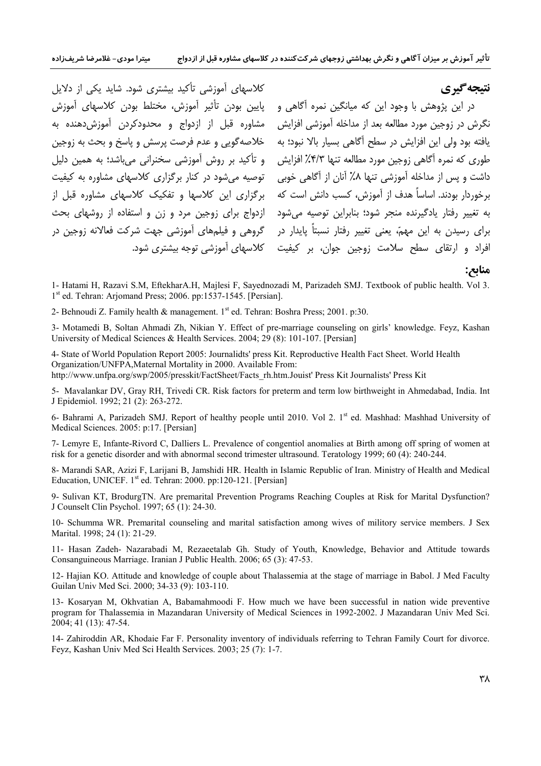## نتیجه‌گیری

در این پژوهش با وجود این که میانگین نمره آگاهی و نگرش در زوجین مورد مطالعه بعد از مداخله آموزشی افزایش یافته بود ولی این افزایش در سطح آگاهی بسیار بالا نبود؛ به طوری که نمره آگاهی زوجین مورد مطالعه تنها ۴/۳٪ افزایش داشت و پس از مداخله آموزشی تنها ۸٪ آنان از آگاهی خوبی برخوردار بودند. اساساً هدف از آموزش، کسب دانش است که به تغییر رفتار یادگیرنده منجر شود؛ بنابراین توصیه می‌شود برای رسیدن به این مهمّ، یعنی تغییر رفتار نسبتاً پایدار در افراد و ارتقای سطح سلامت زوجین جوان، بر کیفیت کلاسهای آموزشی تأکید بیشتری شود. شاید یکی از دلایل پایین بودن تأثیر آموزش، مختلط بودن کلاسهای آموزش مشاوره قبل از ازدواج و محدودکردن آموزش‌دهنده به خلاصه‌گویی و عدم فرصت پرسش و پاسخ و بحث به زوجین و تأکید بر روش آموزشی سخنرانی می‌باشد؛ به همین دلیل توصیه می‌شود در کنار برگزاری کلاسهای مشاوره به کیفیت برگزاری این کلاسها و تفکیک کلاسهای مشاوره قبل از ازدواج برای زوجین مرد و زن و استفاده از روشهای بحث گروهی و فیلم‌های آموزشی جهت شرکت فعالانه زوجین در کلاسهای آموزشی توجه بیشتری شود.

## منابع:

1- Hatami H, Razavi S.M, EftekharA.H, Majlesi F, Sayednozadi M, Parizadeh SMJ. Textbook of public health. Vol 3. 1st ed. Tehran: Arjomand Press; 2006. pp:1537-1545. [Persian].

2- Behnoudi Z. Family health & management. 1st ed. Tehran: Boshra Press; 2001. p:30.

3- Motamedi B, Soltan Ahmadi Zh, Nikian Y. Effect of pre-marriage counseling on girls' knowledge. Feyz, Kashan University of Medical Sciences & Health Services. 2004; 29 (8): 101-107. [Persian]

4- State of World Population Report 2005: Journalidts' press Kit. Reproductive Health Fact Sheet. World Health Organization/UNFPA,Maternal Mortality in 2000. Available From: http://www.unfpa.org/swp/2005/presskit/FactSheet/Facts_rh.htm.Jouist' Press Kit Journalists' Press Kit

5- Mavalankar DV, Gray RH, Trivedi CR. Risk factors for preterm and term low birthweight in Ahmedabad, India. Int J Epidemiol. 1992; 21 (2): 263-272.

6- Bahrami A, Parizadeh SMJ. Report of healthy people until 2010. Vol 2. 1st ed. Mashhad: Mashhad University of Medical Sciences. 2005: p:17. [Persian]

7- Lemyre E, Infante-Rivord C, Dalliers L. Prevalence of congentiol anomalies at Birth among off spring of women at risk for a genetic disorder and with abnormal second trimester ultrasound. Teratology 1999; 60 (4): 240-244.

8- Marandi SAR, Azizi F, Larijani B, Jamshidi HR. Health in Islamic Republic of Iran. Ministry of Health and Medical Education, UNICEF. 1st ed. Tehran: 2000. pp:120-121. [Persian]

9- Sulivan KT, BrodurgTN. Are premarital Prevention Programs Reaching Couples at Risk for Marital Dysfunction? J Counselt Clin Psychol. 1997; 65 (1): 24-30.

10- Schumma WR. Premarital counseling and marital satisfaction among wives of military service members. J Sex Marital. 1998; 24 (1): 21-29.

11- Hasan Zadeh- Nazarabadi M, Rezaeetalab Gh. Study of Youth, Knowledge, Behavior and Attitude towards Consanguineous Marriage. Iranian J Public Health. 2006; 65 (3): 47-53.

12- Hajian KO. Attitude and knowledge of couple about Thalassemia at the stage of marriage in Babol. J Med Faculty Guilan Univ Med Sci. 2000; 34-33 (9): 103-110.

13- Kosaryan M, Okhvatian A, Babamahmoodi F. How much we have been successful in nation wide preventive program for Thalassemia in Mazandaran University of Medical Sciences in 1992-2002. J Mazandaran Univ Med Sci. 2004; 41 (13): 47-54.

14- Zahiroddin AR, Khodaie Far F. Personality inventory of individuals referring to Tehran Family Court for divorce. Feyz, Kashan Univ Med Sci Health Services. 2003; 25 (7): 1-7.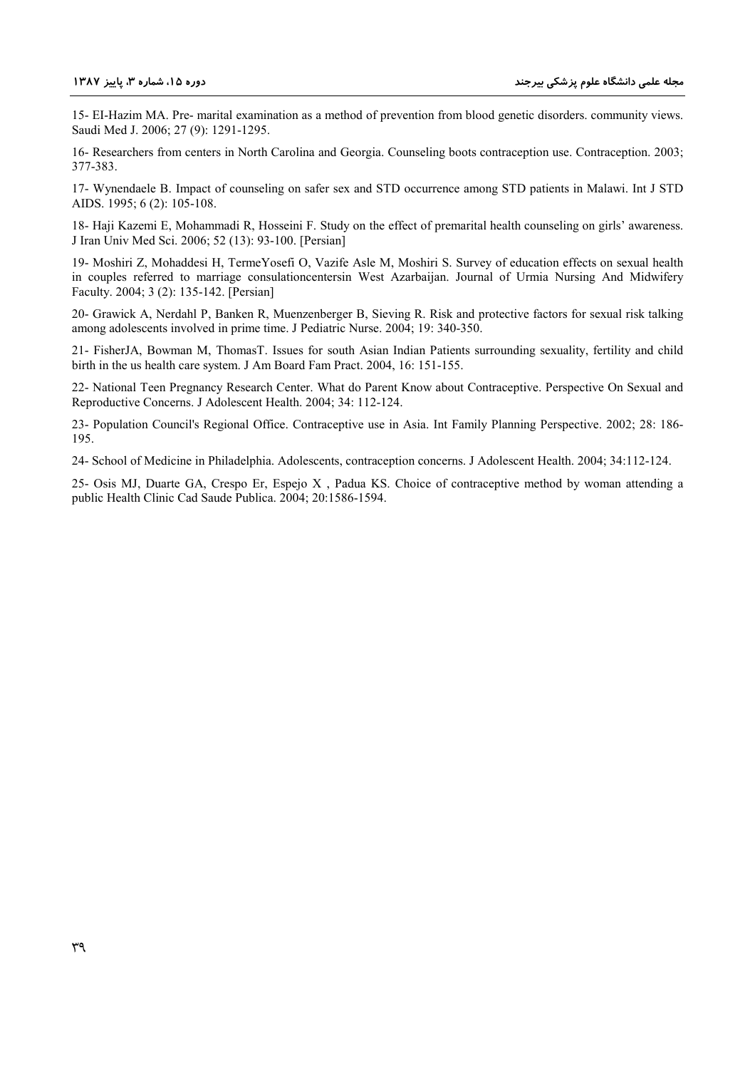15- EI-Hazim MA. Pre- marital examination as a method of prevention from blood genetic disorders. community views. Saudi Med J. 2006; 27 (9): 1291-1295.

16- Researchers from centers in North Carolina and Georgia. Counseling boots contraception use. Contraception. 2003; 377-383.

17- Wynendaele B. Impact of counseling on safer sex and STD occurrence among STD patients in Malawi. Int J STD AIDS. 1995; 6 (2): 105-108.

18- Haji Kazemi E, Mohammadi R, Hosseini F. Study on the effect of premarital health counseling on girls' awareness. J Iran Univ Med Sci. 2006; 52 (13): 93-100. [Persian]

19- Moshiri Z, Mohaddesi H, TermeYosefi O, Vazife Asle M, Moshiri S. Survey of education effects on sexual health in couples referred to marriage consulationcentersin West Azarbaijan. Journal of Urmia Nursing And Midwifery Faculty. 2004; 3 (2): 135-142. [Persian]

20- Grawick A, Nerdahl P, Banken R, Muenzenberger B, Sieving R. Risk and protective factors for sexual risk talking among adolescents involved in prime time. J Pediatric Nurse. 2004; 19: 340-350.

21- FisherJA, Bowman M, ThomasT. Issues for south Asian Indian Patients surrounding sexuality, fertility and child birth in the us health care system. J Am Board Fam Pract. 2004, 16: 151-155.

22- National Teen Pregnancy Research Center. What do Parent Know about Contraceptive. Perspective On Sexual and Reproductive Concerns. J Adolescent Health. 2004; 34: 112-124.

23- Population Council's Regional Office. Contraceptive use in Asia. Int Family Planning Perspective. 2002; 28: 186-195.

24- School of Medicine in Philadelphia. Adolescents, contraception concerns. J Adolescent Health. 2004; 34:112-124.

25- Osis MJ, Duarte GA, Crespo Er, Espejo X , Padua KS. Choice of contraceptive method by woman attending a public Health Clinic Cad Saude Publica. 2004; 20:1586-1594.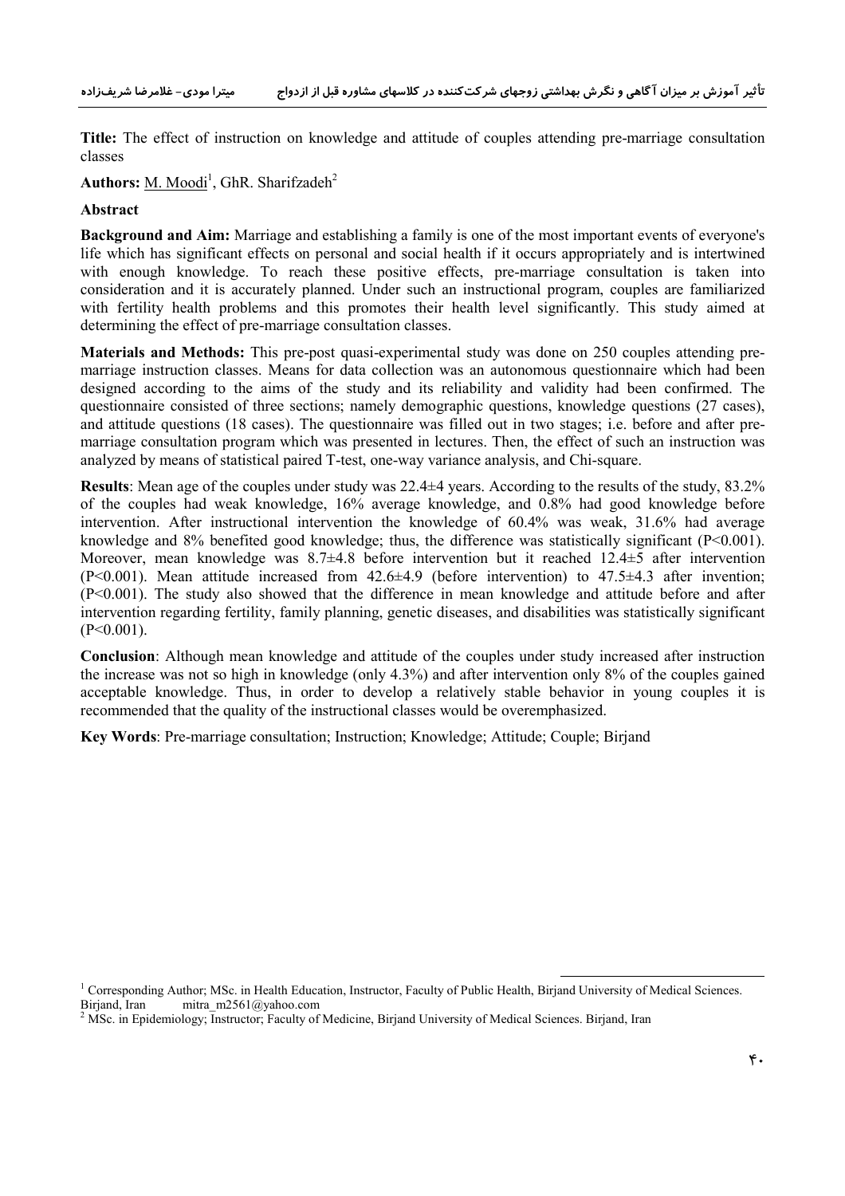**Title:** The effect of instruction on knowledge and attitude of couples attending pre-marriage consultation classes

**Authors:** M. Moodi[1], GhR. Sharifzadeh[2]

**Abstract**

**Background and Aim:** Marriage and establishing a family is one of the most important events of everyone's life which has significant effects on personal and social health if it occurs appropriately and is intertwined with enough knowledge. To reach these positive effects, pre-marriage consultation is taken into consideration and it is accurately planned. Under such an instructional program, couples are familiarized with fertility health problems and this promotes their health level significantly. This study aimed at determining the effect of pre-marriage consultation classes.

**Materials and Methods:** This pre-post quasi-experimental study was done on 250 couples attending pre-marriage instruction classes. Means for data collection was an autonomous questionnaire which had been designed according to the aims of the study and its reliability and validity had been confirmed. The questionnaire consisted of three sections; namely demographic questions, knowledge questions (27 cases), and attitude questions (18 cases). The questionnaire was filled out in two stages; i.e. before and after pre-marriage consultation program which was presented in lectures. Then, the effect of such an instruction was analyzed by means of statistical paired T-test, one-way variance analysis, and Chi-square.

**Results**: Mean age of the couples under study was 22.4±4 years. According to the results of the study, 83.2% of the couples had weak knowledge, 16% average knowledge, and 0.8% had good knowledge before intervention. After instructional intervention the knowledge of 60.4% was weak, 31.6% had average knowledge and 8% benefited good knowledge; thus, the difference was statistically significant ($P<0.001$). Moreover, mean knowledge was 8.7±4.8 before intervention but it reached 12.4±5 after intervention ($P<0.001$). Mean attitude increased from 42.6±4.9 (before intervention) to 47.5±4.3 after invention; ($P<0.001$). The study also showed that the difference in mean knowledge and attitude before and after intervention regarding fertility, family planning, genetic diseases, and disabilities was statistically significant ($P<0.001$).

**Conclusion**: Although mean knowledge and attitude of the couples under study increased after instruction the increase was not so high in knowledge (only 4.3%) and after intervention only 8% of the couples gained acceptable knowledge. Thus, in order to develop a relatively stable behavior in young couples it is recommended that the quality of the instructional classes would be overemphasized.

**Key Words**: Pre-marriage consultation; Instruction; Knowledge; Attitude; Couple; Birjand

---

[1] Corresponding Author; MSc. in Health Education, Instructor, Faculty of Public Health, Birjand University of Medical Sciences. Birjand, Iran mitra_m2561@yahoo.com

[2] MSc. in Epidemiology; Instructor; Faculty of Medicine, Birjand University of Medical Sciences. Birjand, Iran